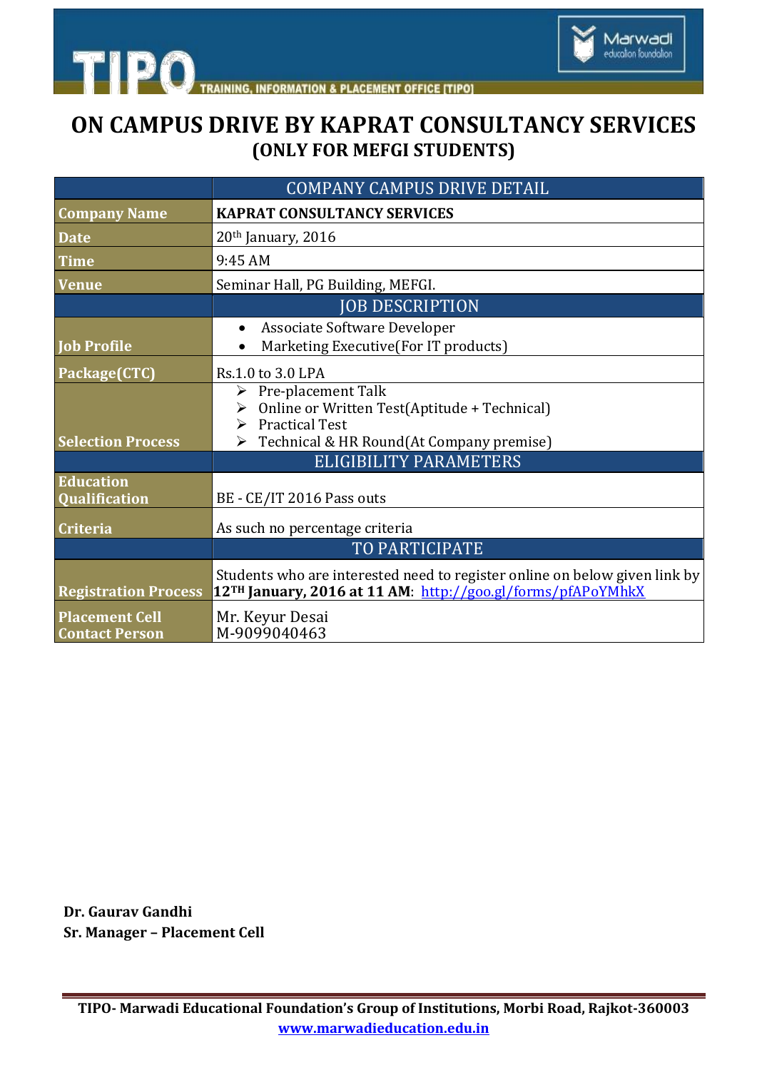# ON CAMPUS DRIVE BY KAPRAT CONSULTANCY SERVICES

## (ONLY FOR MEFGI STUDENTS)

| | COMPANY CAMPUS DRIVE DETAIL |
|---|---|
| **Company Name** | **KAPRAT CONSULTANCY SERVICES** |
| **Date** | 20th January, 2016 |
| **Time** | 9:45 AM |
| **Venue** | Seminar Hall, PG Building, MEFGI. |
| | JOB DESCRIPTION |
| **Job Profile** | • Associate Software Developer<br>• Marketing Executive(For IT products) |
| **Package(CTC)** | Rs.1.0 to 3.0 LPA |
| **Selection Process** | ➢ Pre-placement Talk<br>➢ Online or Written Test(Aptitude + Technical)<br>➢ Practical Test<br>➢ Technical & HR Round(At Company premise) |
| | ELIGIBILITY PARAMETERS |
| **Education Qualification** | BE - CE/IT 2016 Pass outs |
| **Criteria** | As such no percentage criteria |
| | TO PARTICIPATE |
| **Registration Process** | Students who are interested need to register online on below given link by **12TH January, 2016 at 11 AM**: http://goo.gl/forms/pfAPoYMhkX |
| **Placement Cell Contact Person** | Mr. Keyur Desai<br>M-9099040463 |

**Dr. Gaurav Gandhi**
**Sr. Manager – Placement Cell**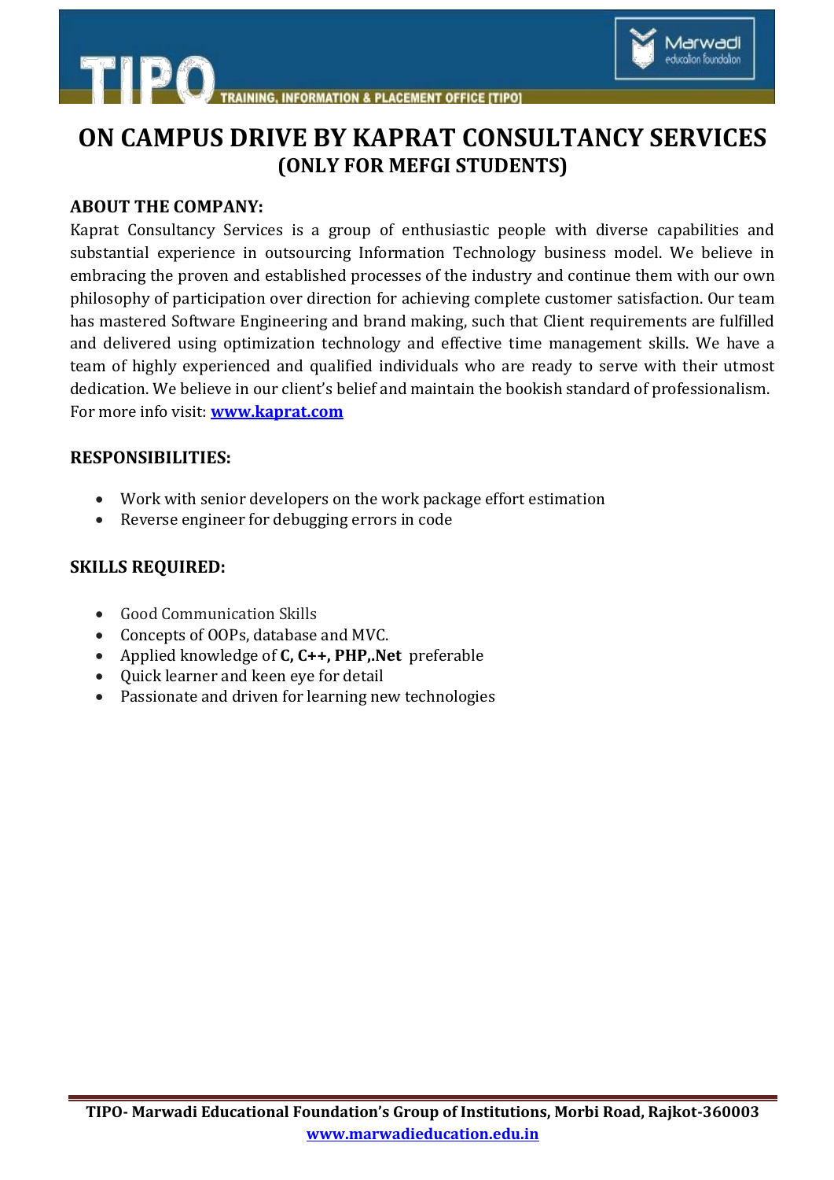# ON CAMPUS DRIVE BY KAPRAT CONSULTANCY SERVICES
## (ONLY FOR MEFGI STUDENTS)

**ABOUT THE COMPANY:**

Kaprat Consultancy Services is a group of enthusiastic people with diverse capabilities and substantial experience in outsourcing Information Technology business model. We believe in embracing the proven and established processes of the industry and continue them with our own philosophy of participation over direction for achieving complete customer satisfaction. Our team has mastered Software Engineering and brand making, such that Client requirements are fulfilled and delivered using optimization technology and effective time management skills. We have a team of highly experienced and qualified individuals who are ready to serve with their utmost dedication. We believe in our client's belief and maintain the bookish standard of professionalism.
For more info visit: **www.kaprat.com**

**RESPONSIBILITIES:**

- Work with senior developers on the work package effort estimation
- Reverse engineer for debugging errors in code

**SKILLS REQUIRED:**

- Good Communication Skills
- Concepts of OOPs, database and MVC.
- Applied knowledge of **C, C++, PHP,.Net** preferable
- Quick learner and keen eye for detail
- Passionate and driven for learning new technologies